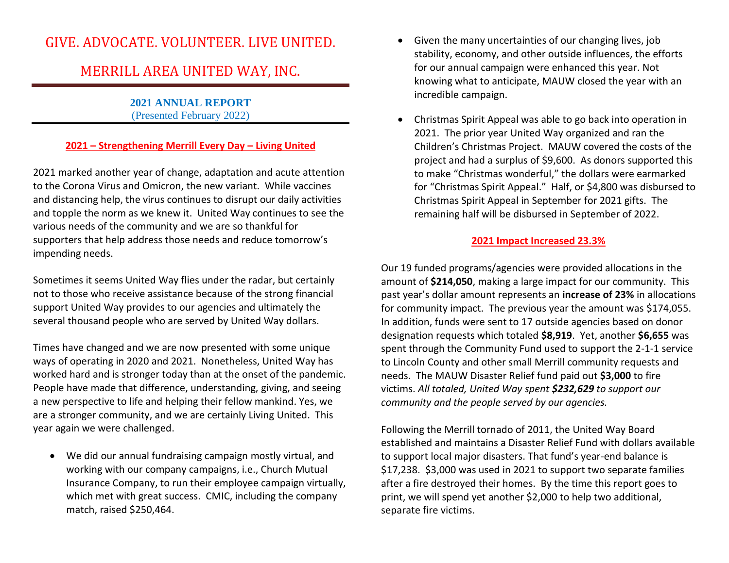# GIVE. ADVOCATE. VOLUNTEER. LIVE UNITED.

# MERRILL AREA UNITED WAY, INC.

**2021 ANNUAL REPORT**
(Presented February 2022)

## 2021 – Strengthening Merrill Every Day – Living United

2021 marked another year of change, adaptation and acute attention to the Corona Virus and Omicron, the new variant. While vaccines and distancing help, the virus continues to disrupt our daily activities and topple the norm as we knew it. United Way continues to see the various needs of the community and we are so thankful for supporters that help address those needs and reduce tomorrow's impending needs.

Sometimes it seems United Way flies under the radar, but certainly not to those who receive assistance because of the strong financial support United Way provides to our agencies and ultimately the several thousand people who are served by United Way dollars.

Times have changed and we are now presented with some unique ways of operating in 2020 and 2021. Nonetheless, United Way has worked hard and is stronger today than at the onset of the pandemic. People have made that difference, understanding, giving, and seeing a new perspective to life and helping their fellow mankind. Yes, we are a stronger community, and we are certainly Living United. This year again we were challenged.

- We did our annual fundraising campaign mostly virtual, and working with our company campaigns, i.e., Church Mutual Insurance Company, to run their employee campaign virtually, which met with great success. CMIC, including the company match, raised $250,464.
- Given the many uncertainties of our changing lives, job stability, economy, and other outside influences, the efforts for our annual campaign were enhanced this year. Not knowing what to anticipate, MAUW closed the year with an incredible campaign.
- Christmas Spirit Appeal was able to go back into operation in 2021. The prior year United Way organized and ran the Children's Christmas Project. MAUW covered the costs of the project and had a surplus of $9,600. As donors supported this to make "Christmas wonderful," the dollars were earmarked for "Christmas Spirit Appeal." Half, or $4,800 was disbursed to Christmas Spirit Appeal in September for 2021 gifts. The remaining half will be disbursed in September of 2022.

## 2021 Impact Increased 23.3%

Our 19 funded programs/agencies were provided allocations in the amount of **$214,050**, making a large impact for our community. This past year's dollar amount represents an **increase of 23%** in allocations for community impact. The previous year the amount was $174,055. In addition, funds were sent to 17 outside agencies based on donor designation requests which totaled **$8,919**. Yet, another **$6,655** was spent through the Community Fund used to support the 2-1-1 service to Lincoln County and other small Merrill community requests and needs. The MAUW Disaster Relief fund paid out **$3,000** to fire victims. *All totaled, United Way spent **$232,629** to support our community and the people served by our agencies.*

Following the Merrill tornado of 2011, the United Way Board established and maintains a Disaster Relief Fund with dollars available to support local major disasters. That fund's year-end balance is $17,238. $3,000 was used in 2021 to support two separate families after a fire destroyed their homes. By the time this report goes to print, we will spend yet another $2,000 to help two additional, separate fire victims.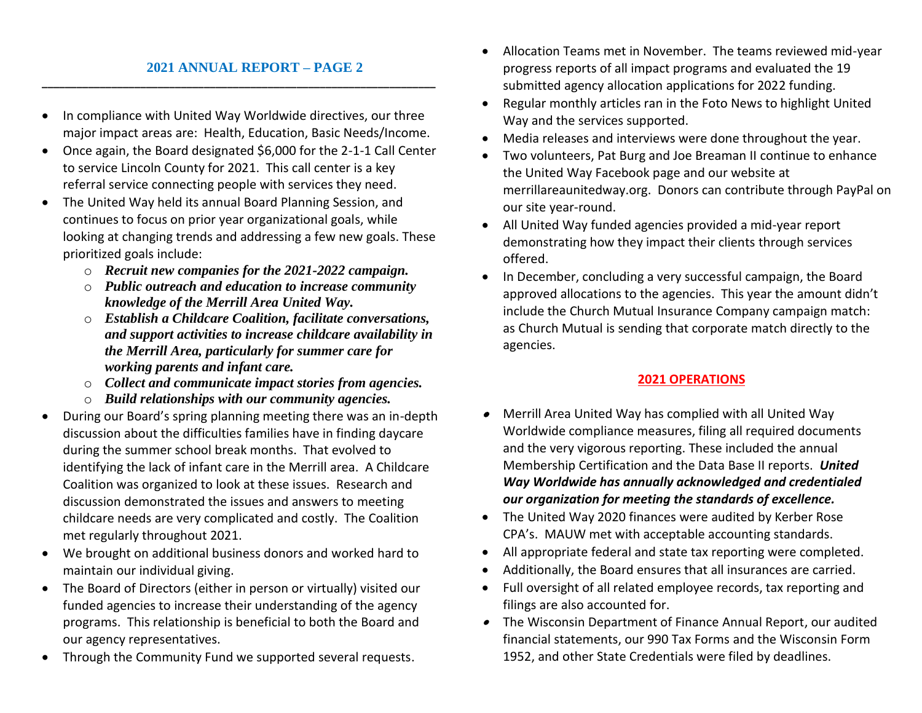## 2021 ANNUAL REPORT – PAGE 2

- In compliance with United Way Worldwide directives, our three major impact areas are: Health, Education, Basic Needs/Income.
- Once again, the Board designated $6,000 for the 2-1-1 Call Center to service Lincoln County for 2021. This call center is a key referral service connecting people with services they need.
- The United Way held its annual Board Planning Session, and continues to focus on prior year organizational goals, while looking at changing trends and addressing a few new goals. These prioritized goals include:
    - ***Recruit new companies for the 2021-2022 campaign.***
    - ***Public outreach and education to increase community knowledge of the Merrill Area United Way.***
    - ***Establish a Childcare Coalition, facilitate conversations, and support activities to increase childcare availability in the Merrill Area, particularly for summer care for working parents and infant care.***
    - ***Collect and communicate impact stories from agencies.***
    - ***Build relationships with our community agencies.***
- During our Board's spring planning meeting there was an in-depth discussion about the difficulties families have in finding daycare during the summer school break months. That evolved to identifying the lack of infant care in the Merrill area. A Childcare Coalition was organized to look at these issues. Research and discussion demonstrated the issues and answers to meeting childcare needs are very complicated and costly. The Coalition met regularly throughout 2021.
- We brought on additional business donors and worked hard to maintain our individual giving.
- The Board of Directors (either in person or virtually) visited our funded agencies to increase their understanding of the agency programs. This relationship is beneficial to both the Board and our agency representatives.
- Through the Community Fund we supported several requests.
- Allocation Teams met in November. The teams reviewed mid-year progress reports of all impact programs and evaluated the 19 submitted agency allocation applications for 2022 funding.
- Regular monthly articles ran in the Foto News to highlight United Way and the services supported.
- Media releases and interviews were done throughout the year.
- Two volunteers, Pat Burg and Joe Breaman II continue to enhance the United Way Facebook page and our website at merrillareaunitedway.org. Donors can contribute through PayPal on our site year-round.
- All United Way funded agencies provided a mid-year report demonstrating how they impact their clients through services offered.
- In December, concluding a very successful campaign, the Board approved allocations to the agencies. This year the amount didn't include the Church Mutual Insurance Company campaign match: as Church Mutual is sending that corporate match directly to the agencies.

### 2021 OPERATIONS

- Merrill Area United Way has complied with all United Way Worldwide compliance measures, filing all required documents and the very vigorous reporting. These included the annual Membership Certification and the Data Base II reports. ***United Way Worldwide has annually acknowledged and credentialed our organization for meeting the standards of excellence.***
- The United Way 2020 finances were audited by Kerber Rose CPA's. MAUW met with acceptable accounting standards.
- All appropriate federal and state tax reporting were completed.
- Additionally, the Board ensures that all insurances are carried.
- Full oversight of all related employee records, tax reporting and filings are also accounted for.
- The Wisconsin Department of Finance Annual Report, our audited financial statements, our 990 Tax Forms and the Wisconsin Form 1952, and other State Credentials were filed by deadlines.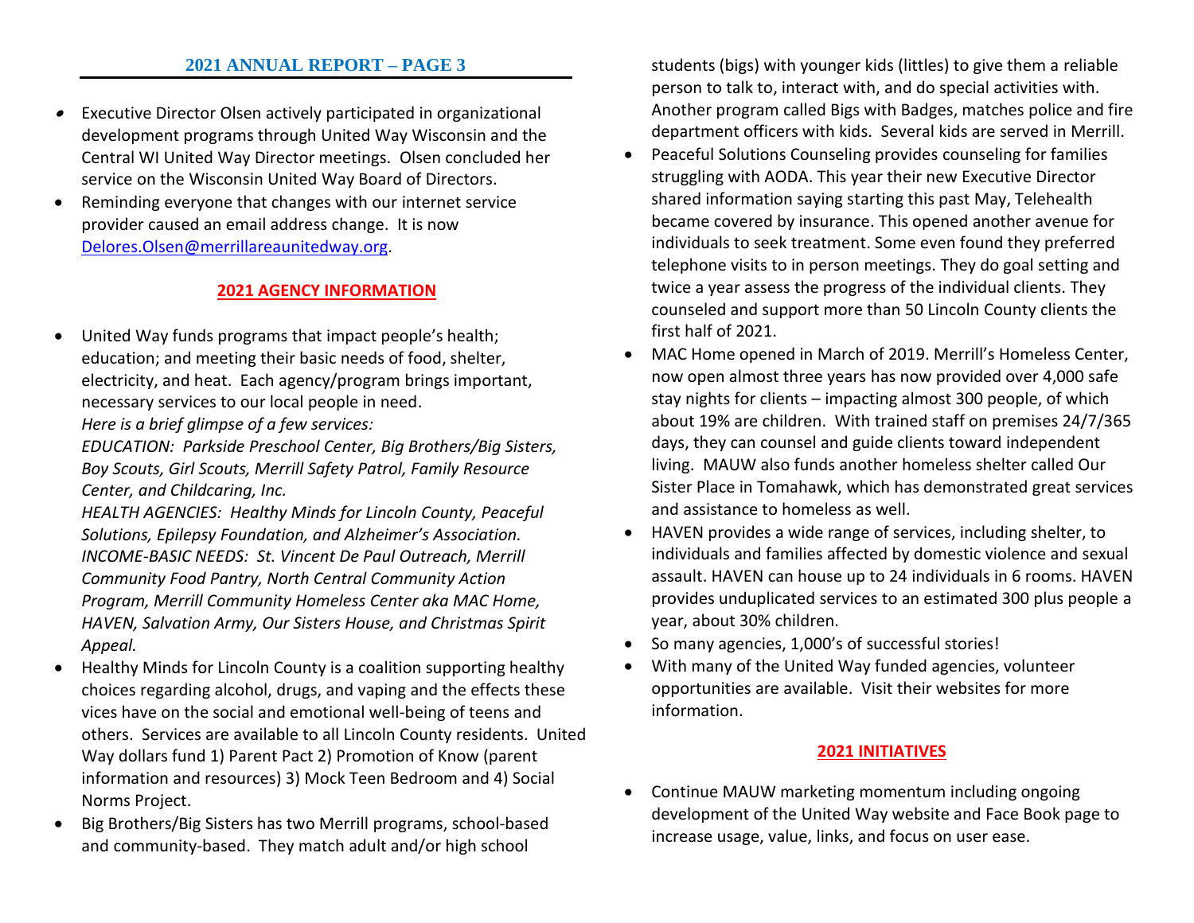## 2021 ANNUAL REPORT – PAGE 3

- Executive Director Olsen actively participated in organizational development programs through United Way Wisconsin and the Central WI United Way Director meetings. Olsen concluded her service on the Wisconsin United Way Board of Directors.
- Reminding everyone that changes with our internet service provider caused an email address change. It is now Delores.Olsen@merrillareaunitedway.org.

### 2021 AGENCY INFORMATION

- United Way funds programs that impact people's health; education; and meeting their basic needs of food, shelter, electricity, and heat. Each agency/program brings important, necessary services to our local people in need.
  *Here is a brief glimpse of a few services:*
  *EDUCATION: Parkside Preschool Center, Big Brothers/Big Sisters, Boy Scouts, Girl Scouts, Merrill Safety Patrol, Family Resource Center, and Childcaring, Inc.*
  *HEALTH AGENCIES: Healthy Minds for Lincoln County, Peaceful Solutions, Epilepsy Foundation, and Alzheimer's Association.*
  *INCOME-BASIC NEEDS: St. Vincent De Paul Outreach, Merrill Community Food Pantry, North Central Community Action Program, Merrill Community Homeless Center aka MAC Home, HAVEN, Salvation Army, Our Sisters House, and Christmas Spirit Appeal.*
- Healthy Minds for Lincoln County is a coalition supporting healthy choices regarding alcohol, drugs, and vaping and the effects these vices have on the social and emotional well-being of teens and others. Services are available to all Lincoln County residents. United Way dollars fund 1) Parent Pact 2) Promotion of Know (parent information and resources) 3) Mock Teen Bedroom and 4) Social Norms Project.
- Big Brothers/Big Sisters has two Merrill programs, school-based and community-based. They match adult and/or high school students (bigs) with younger kids (littles) to give them a reliable person to talk to, interact with, and do special activities with. Another program called Bigs with Badges, matches police and fire department officers with kids. Several kids are served in Merrill.
- Peaceful Solutions Counseling provides counseling for families struggling with AODA. This year their new Executive Director shared information saying starting this past May, Telehealth became covered by insurance. This opened another avenue for individuals to seek treatment. Some even found they preferred telephone visits to in person meetings. They do goal setting and twice a year assess the progress of the individual clients. They counseled and support more than 50 Lincoln County clients the first half of 2021.
- MAC Home opened in March of 2019. Merrill's Homeless Center, now open almost three years has now provided over 4,000 safe stay nights for clients – impacting almost 300 people, of which about 19% are children. With trained staff on premises 24/7/365 days, they can counsel and guide clients toward independent living. MAUW also funds another homeless shelter called Our Sister Place in Tomahawk, which has demonstrated great services and assistance to homeless as well.
- HAVEN provides a wide range of services, including shelter, to individuals and families affected by domestic violence and sexual assault. HAVEN can house up to 24 individuals in 6 rooms. HAVEN provides unduplicated services to an estimated 300 plus people a year, about 30% children.
- So many agencies, 1,000's of successful stories!
- With many of the United Way funded agencies, volunteer opportunities are available. Visit their websites for more information.

### 2021 INITIATIVES

- Continue MAUW marketing momentum including ongoing development of the United Way website and Face Book page to increase usage, value, links, and focus on user ease.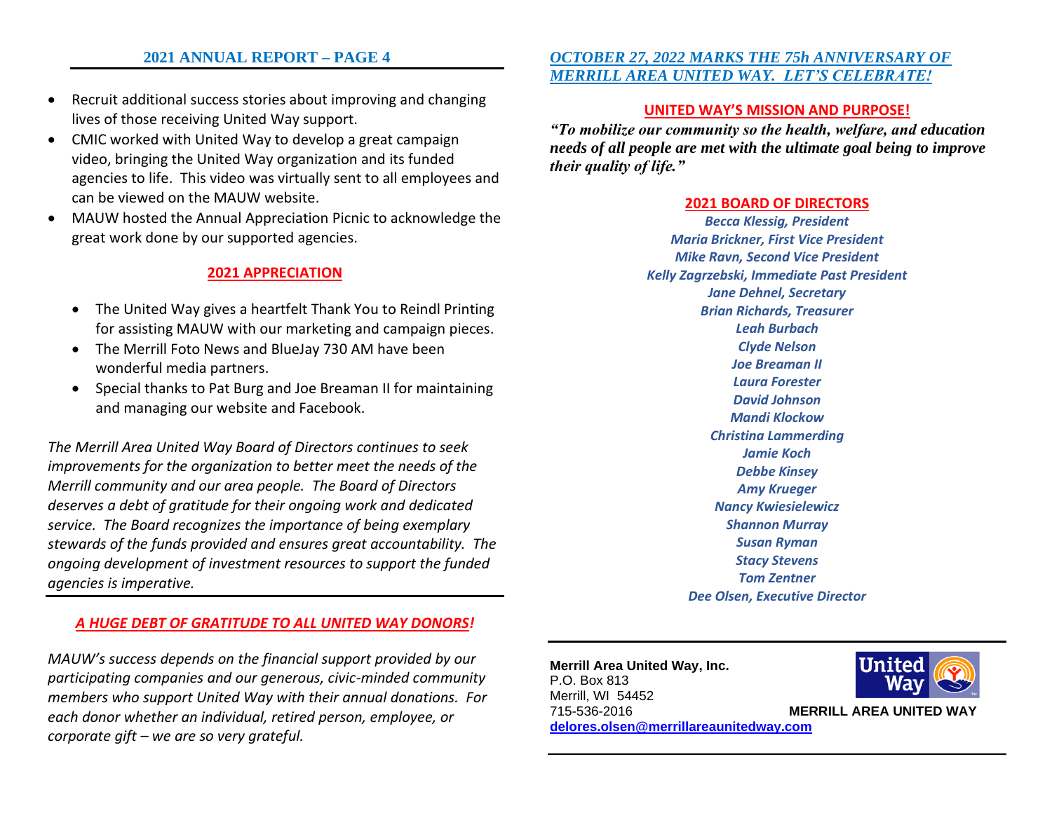## 2021 ANNUAL REPORT – PAGE 4

- Recruit additional success stories about improving and changing lives of those receiving United Way support.
- CMIC worked with United Way to develop a great campaign video, bringing the United Way organization and its funded agencies to life. This video was virtually sent to all employees and can be viewed on the MAUW website.
- MAUW hosted the Annual Appreciation Picnic to acknowledge the great work done by our supported agencies.

### 2021 APPRECIATION

- The United Way gives a heartfelt Thank You to Reindl Printing for assisting MAUW with our marketing and campaign pieces.
- The Merrill Foto News and BlueJay 730 AM have been wonderful media partners.
- Special thanks to Pat Burg and Joe Breaman II for maintaining and managing our website and Facebook.

*The Merrill Area United Way Board of Directors continues to seek improvements for the organization to better meet the needs of the Merrill community and our area people. The Board of Directors deserves a debt of gratitude for their ongoing work and dedicated service. The Board recognizes the importance of being exemplary stewards of the funds provided and ensures great accountability. The ongoing development of investment resources to support the funded agencies is imperative.*

### *A HUGE DEBT OF GRATITUDE TO ALL UNITED WAY DONORS!*

*MAUW's success depends on the financial support provided by our participating companies and our generous, civic-minded community members who support United Way with their annual donations. For each donor whether an individual, retired person, employee, or corporate gift – we are so very grateful.*

## *OCTOBER 27, 2022 MARKS THE 75h ANNIVERSARY OF MERRILL AREA UNITED WAY. LET'S CELEBRATE!*

### UNITED WAY'S MISSION AND PURPOSE!

***"To mobilize our community so the health, welfare, and education needs of all people are met with the ultimate goal being to improve their quality of life."***

### 2021 BOARD OF DIRECTORS

***Becca Klessig, President***
***Maria Brickner, First Vice President***
***Mike Ravn, Second Vice President***
***Kelly Zagrzebski, Immediate Past President***
***Jane Dehnel, Secretary***
***Brian Richards, Treasurer***
***Leah Burbach***
***Clyde Nelson***
***Joe Breaman II***
***Laura Forester***
***David Johnson***
***Mandi Klockow***
***Christina Lammerding***
***Jamie Koch***
***Debbe Kinsey***
***Amy Krueger***
***Nancy Kwiesielewicz***
***Shannon Murray***
***Susan Ryman***
***Stacy Stevens***
***Tom Zentner***
***Dee Olsen, Executive Director***

**Merrill Area United Way, Inc.**
P.O. Box 813
Merrill, WI 54452
715-536-2016
**delores.olsen@merrillareaunitedway.com**

United Way

**MERRILL AREA UNITED WAY**